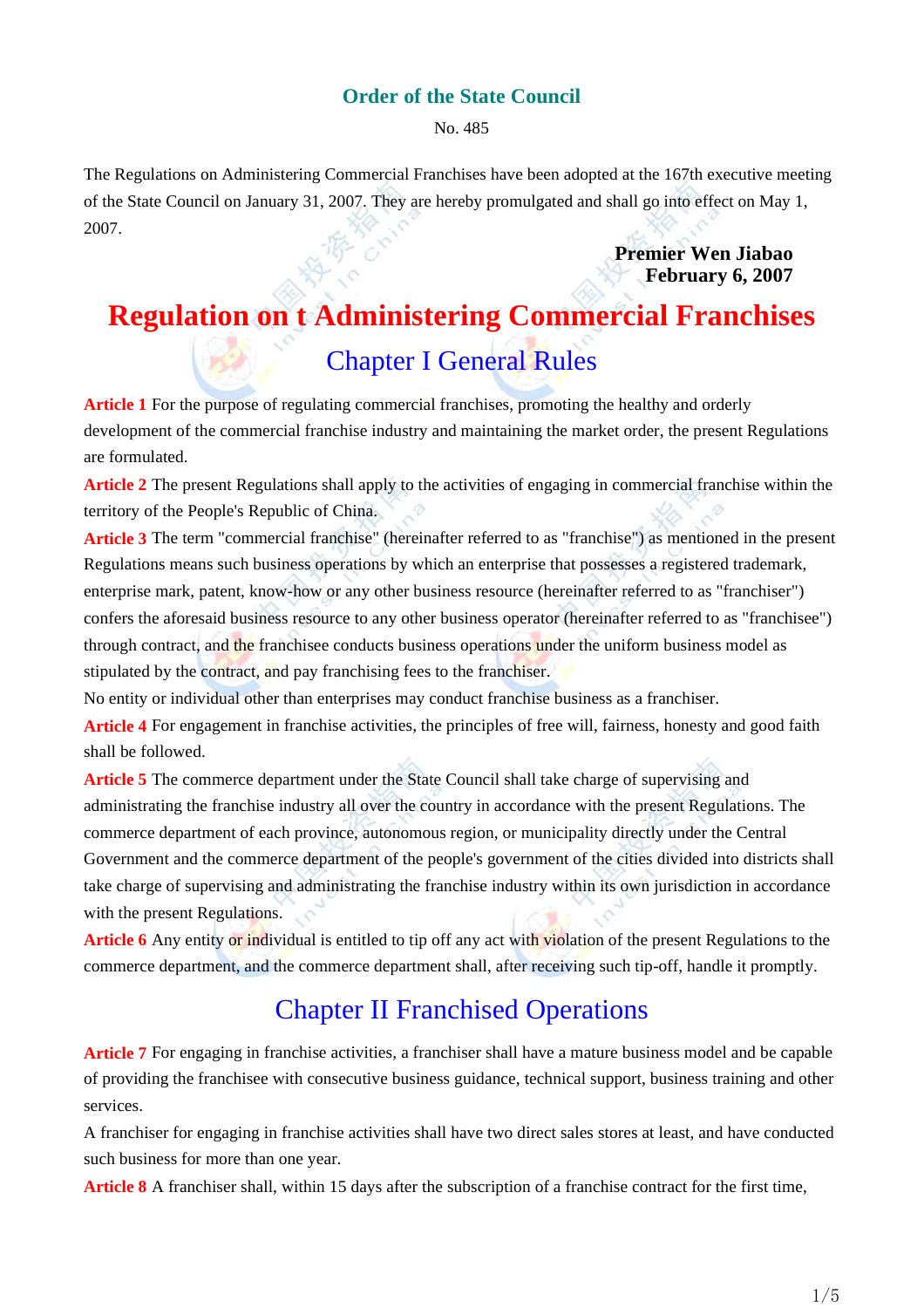## Order of the State Council

No. 485

The Regulations on Administering Commercial Franchises have been adopted at the 167th executive meeting of the State Council on January 31, 2007. They are hereby promulgated and shall go into effect on May 1, 2007.

**Premier Wen Jiabao**
**February 6, 2007**

# Regulation on t Administering Commercial Franchises

## Chapter I General Rules

**Article 1** For the purpose of regulating commercial franchises, promoting the healthy and orderly development of the commercial franchise industry and maintaining the market order, the present Regulations are formulated.

**Article 2** The present Regulations shall apply to the activities of engaging in commercial franchise within the territory of the People's Republic of China.

**Article 3** The term "commercial franchise" (hereinafter referred to as "franchise") as mentioned in the present Regulations means such business operations by which an enterprise that possesses a registered trademark, enterprise mark, patent, know-how or any other business resource (hereinafter referred to as "franchiser") confers the aforesaid business resource to any other business operator (hereinafter referred to as "franchisee") through contract, and the franchisee conducts business operations under the uniform business model as stipulated by the contract, and pay franchising fees to the franchiser.

No entity or individual other than enterprises may conduct franchise business as a franchiser.

**Article 4** For engagement in franchise activities, the principles of free will, fairness, honesty and good faith shall be followed.

**Article 5** The commerce department under the State Council shall take charge of supervising and administrating the franchise industry all over the country in accordance with the present Regulations. The commerce department of each province, autonomous region, or municipality directly under the Central Government and the commerce department of the people's government of the cities divided into districts shall take charge of supervising and administrating the franchise industry within its own jurisdiction in accordance with the present Regulations.

**Article 6** Any entity or individual is entitled to tip off any act with violation of the present Regulations to the commerce department, and the commerce department shall, after receiving such tip-off, handle it promptly.

## Chapter II Franchised Operations

**Article 7** For engaging in franchise activities, a franchiser shall have a mature business model and be capable of providing the franchisee with consecutive business guidance, technical support, business training and other services.

A franchiser for engaging in franchise activities shall have two direct sales stores at least, and have conducted such business for more than one year.

**Article 8** A franchiser shall, within 15 days after the subscription of a franchise contract for the first time,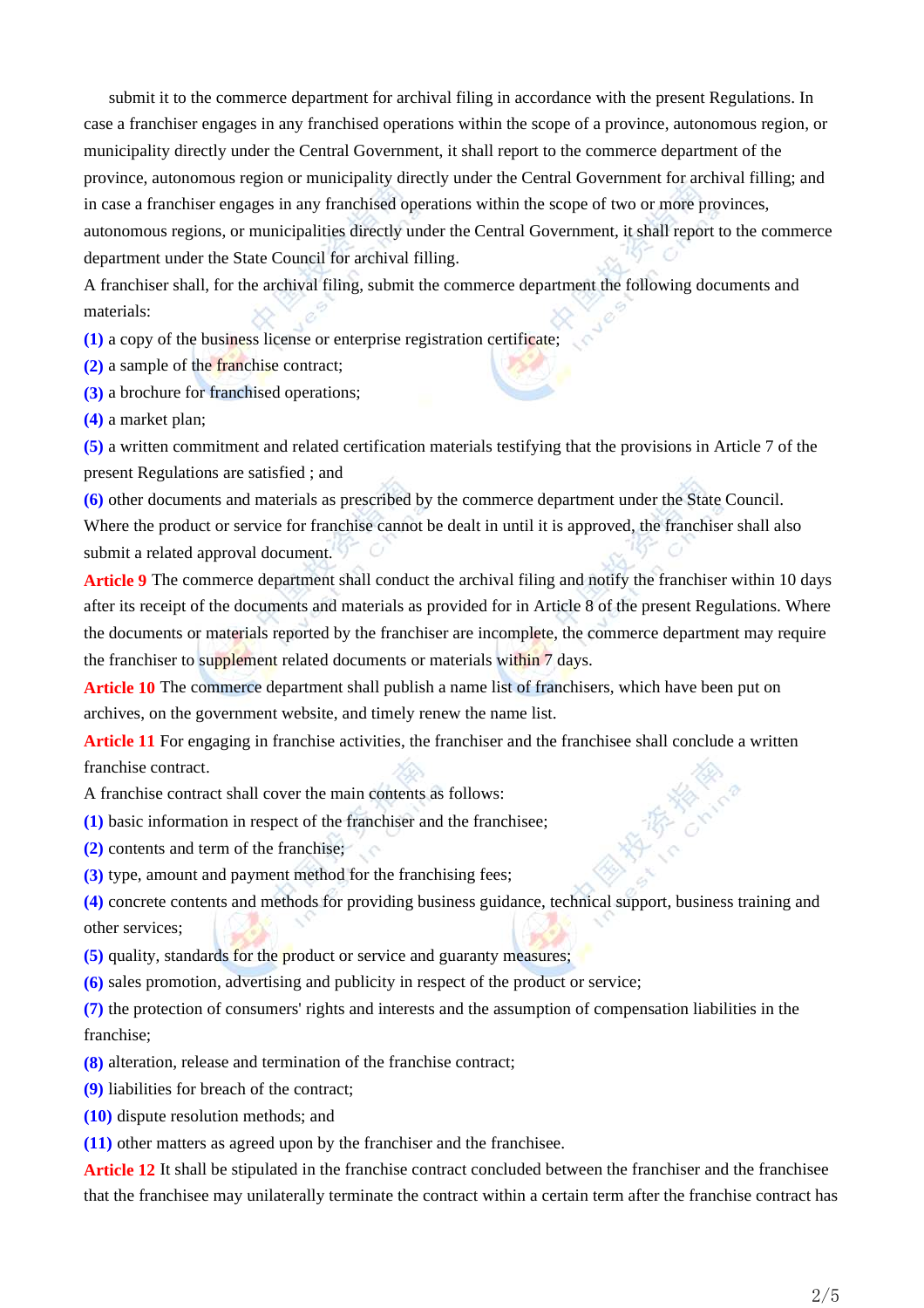submit it to the commerce department for archival filing in accordance with the present Regulations. In case a franchiser engages in any franchised operations within the scope of a province, autonomous region, or municipality directly under the Central Government, it shall report to the commerce department of the province, autonomous region or municipality directly under the Central Government for archival filling; and in case a franchiser engages in any franchised operations within the scope of two or more provinces, autonomous regions, or municipalities directly under the Central Government, it shall report to the commerce department under the State Council for archival filling.

A franchiser shall, for the archival filing, submit the commerce department the following documents and materials:

**(1)** a copy of the business license or enterprise registration certificate;

**(2)** a sample of the franchise contract;

**(3)** a brochure for franchised operations;

**(4)** a market plan;

**(5)** a written commitment and related certification materials testifying that the provisions in Article 7 of the present Regulations are satisfied ; and

**(6)** other documents and materials as prescribed by the commerce department under the State Council.

Where the product or service for franchise cannot be dealt in until it is approved, the franchiser shall also submit a related approval document.

**Article 9** The commerce department shall conduct the archival filing and notify the franchiser within 10 days after its receipt of the documents and materials as provided for in Article 8 of the present Regulations. Where the documents or materials reported by the franchiser are incomplete, the commerce department may require the franchiser to supplement related documents or materials within 7 days.

**Article 10** The commerce department shall publish a name list of franchisers, which have been put on archives, on the government website, and timely renew the name list.

**Article 11** For engaging in franchise activities, the franchiser and the franchisee shall conclude a written franchise contract.

A franchise contract shall cover the main contents as follows:

**(1)** basic information in respect of the franchiser and the franchisee;

**(2)** contents and term of the franchise;

**(3)** type, amount and payment method for the franchising fees;

**(4)** concrete contents and methods for providing business guidance, technical support, business training and other services;

**(5)** quality, standards for the product or service and guaranty measures;

**(6)** sales promotion, advertising and publicity in respect of the product or service;

**(7)** the protection of consumers' rights and interests and the assumption of compensation liabilities in the franchise;

**(8)** alteration, release and termination of the franchise contract;

**(9)** liabilities for breach of the contract;

**(10)** dispute resolution methods; and

**(11)** other matters as agreed upon by the franchiser and the franchisee.

**Article 12** It shall be stipulated in the franchise contract concluded between the franchiser and the franchisee that the franchisee may unilaterally terminate the contract within a certain term after the franchise contract has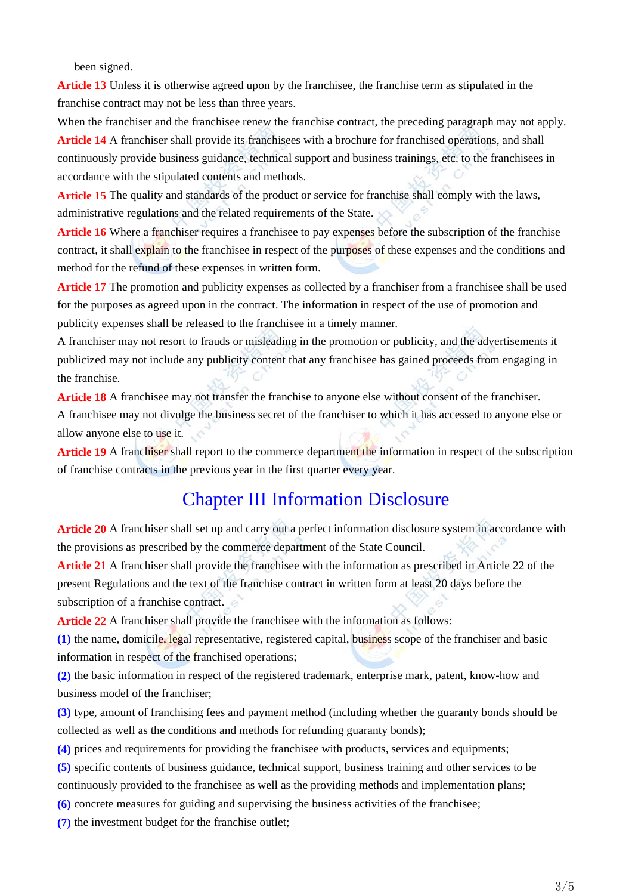been signed.

**Article 13** Unless it is otherwise agreed upon by the franchisee, the franchise term as stipulated in the franchise contract may not be less than three years.

When the franchiser and the franchisee renew the franchise contract, the preceding paragraph may not apply.

**Article 14** A franchiser shall provide its franchisees with a brochure for franchised operations, and shall continuously provide business guidance, technical support and business trainings, etc. to the franchisees in accordance with the stipulated contents and methods.

**Article 15** The quality and standards of the product or service for franchise shall comply with the laws, administrative regulations and the related requirements of the State.

**Article 16** Where a franchiser requires a franchisee to pay expenses before the subscription of the franchise contract, it shall explain to the franchisee in respect of the purposes of these expenses and the conditions and method for the refund of these expenses in written form.

**Article 17** The promotion and publicity expenses as collected by a franchiser from a franchisee shall be used for the purposes as agreed upon in the contract. The information in respect of the use of promotion and publicity expenses shall be released to the franchisee in a timely manner.

A franchiser may not resort to frauds or misleading in the promotion or publicity, and the advertisements it publicized may not include any publicity content that any franchisee has gained proceeds from engaging in the franchise.

**Article 18** A franchisee may not transfer the franchise to anyone else without consent of the franchiser.

A franchisee may not divulge the business secret of the franchiser to which it has accessed to anyone else or allow anyone else to use it.

**Article 19** A franchiser shall report to the commerce department the information in respect of the subscription of franchise contracts in the previous year in the first quarter every year.

## Chapter III Information Disclosure

**Article 20** A franchiser shall set up and carry out a perfect information disclosure system in accordance with the provisions as prescribed by the commerce department of the State Council.

**Article 21** A franchiser shall provide the franchisee with the information as prescribed in Article 22 of the present Regulations and the text of the franchise contract in written form at least 20 days before the subscription of a franchise contract.

**Article 22** A franchiser shall provide the franchisee with the information as follows:

**(1)** the name, domicile, legal representative, registered capital, business scope of the franchiser and basic information in respect of the franchised operations;

**(2)** the basic information in respect of the registered trademark, enterprise mark, patent, know-how and business model of the franchiser;

**(3)** type, amount of franchising fees and payment method (including whether the guaranty bonds should be collected as well as the conditions and methods for refunding guaranty bonds);

**(4)** prices and requirements for providing the franchisee with products, services and equipments;

**(5)** specific contents of business guidance, technical support, business training and other services to be continuously provided to the franchisee as well as the providing methods and implementation plans;

**(6)** concrete measures for guiding and supervising the business activities of the franchisee;

**(7)** the investment budget for the franchise outlet;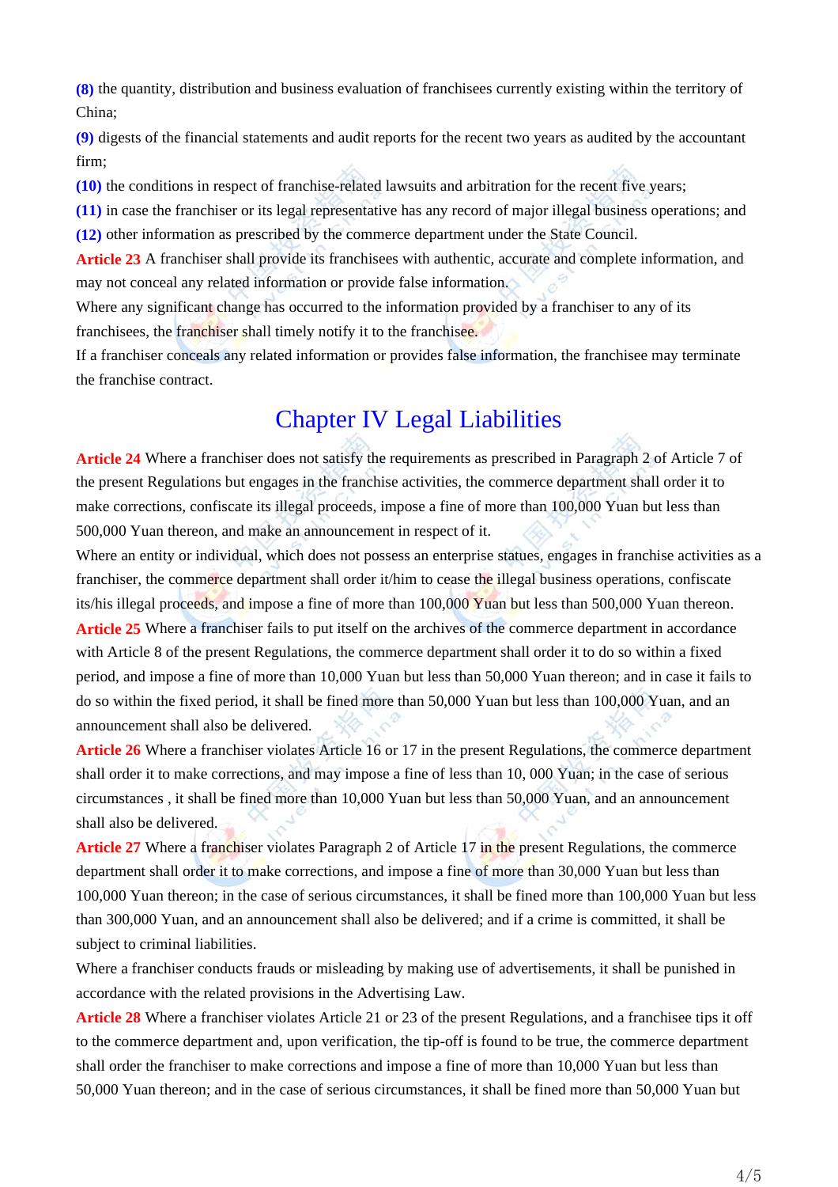**(8)** the quantity, distribution and business evaluation of franchisees currently existing within the territory of China;

**(9)** digests of the financial statements and audit reports for the recent two years as audited by the accountant firm;

**(10)** the conditions in respect of franchise-related lawsuits and arbitration for the recent five years;

**(11)** in case the franchiser or its legal representative has any record of major illegal business operations; and

**(12)** other information as prescribed by the commerce department under the State Council.

**Article 23** A franchiser shall provide its franchisees with authentic, accurate and complete information, and may not conceal any related information or provide false information.

Where any significant change has occurred to the information provided by a franchiser to any of its franchisees, the franchiser shall timely notify it to the franchisee.

If a franchiser conceals any related information or provides false information, the franchisee may terminate the franchise contract.

## Chapter IV Legal Liabilities

**Article 24** Where a franchiser does not satisfy the requirements as prescribed in Paragraph 2 of Article 7 of the present Regulations but engages in the franchise activities, the commerce department shall order it to make corrections, confiscate its illegal proceeds, impose a fine of more than 100,000 Yuan but less than 500,000 Yuan thereon, and make an announcement in respect of it.

Where an entity or individual, which does not possess an enterprise status, engages in franchise activities as a franchiser, the commerce department shall order it/him to cease the illegal business operations, confiscate its/his illegal proceeds, and impose a fine of more than 100,000 Yuan but less than 500,000 Yuan thereon.

**Article 25** Where a franchiser fails to put itself on the archives of the commerce department in accordance with Article 8 of the present Regulations, the commerce department shall order it to do so within a fixed period, and impose a fine of more than 10,000 Yuan but less than 50,000 Yuan thereon; and in case it fails to do so within the fixed period, it shall be fined more than 50,000 Yuan but less than 100,000 Yuan, and an announcement shall also be delivered.

**Article 26** Where a franchiser violates Article 16 or 17 in the present Regulations, the commerce department shall order it to make corrections, and may impose a fine of less than 10, 000 Yuan; in the case of serious circumstances , it shall be fined more than 10,000 Yuan but less than 50,000 Yuan, and an announcement shall also be delivered.

**Article 27** Where a franchiser violates Paragraph 2 of Article 17 in the present Regulations, the commerce department shall order it to make corrections, and impose a fine of more than 30,000 Yuan but less than 100,000 Yuan thereon; in the case of serious circumstances, it shall be fined more than 100,000 Yuan but less than 300,000 Yuan, and an announcement shall also be delivered; and if a crime is committed, it shall be subject to criminal liabilities.

Where a franchiser conducts frauds or misleading by making use of advertisements, it shall be punished in accordance with the related provisions in the Advertising Law.

**Article 28** Where a franchiser violates Article 21 or 23 of the present Regulations, and a franchisee tips it off to the commerce department and, upon verification, the tip-off is found to be true, the commerce department shall order the franchiser to make corrections and impose a fine of more than 10,000 Yuan but less than 50,000 Yuan thereon; and in the case of serious circumstances, it shall be fined more than 50,000 Yuan but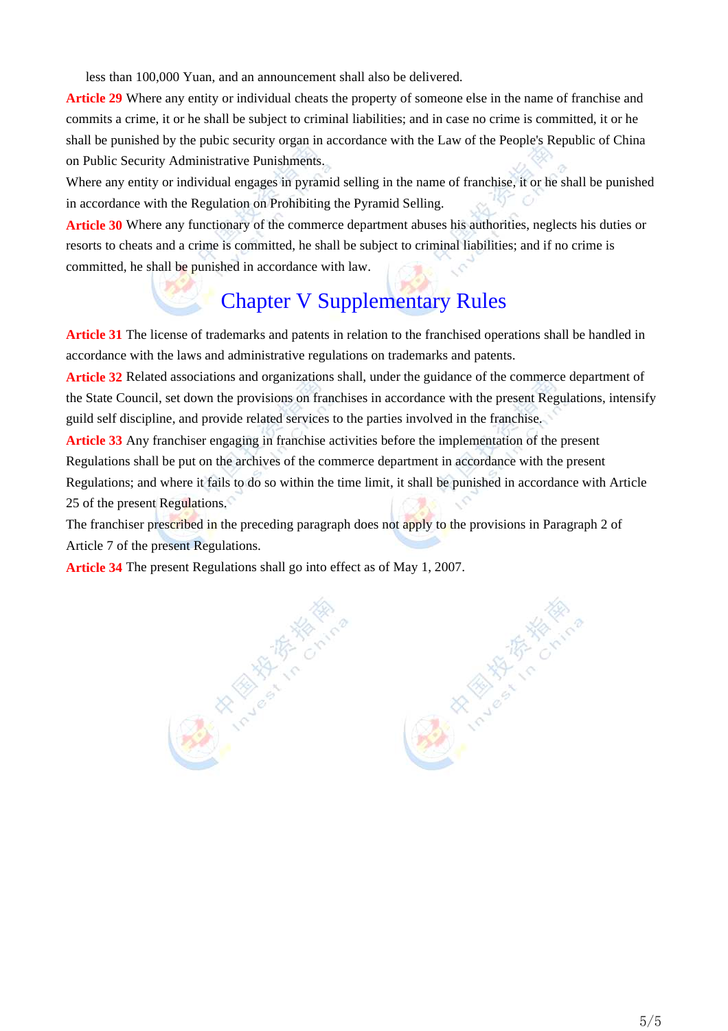less than 100,000 Yuan, and an announcement shall also be delivered.

**Article 29** Where any entity or individual cheats the property of someone else in the name of franchise and commits a crime, it or he shall be subject to criminal liabilities; and in case no crime is committed, it or he shall be punished by the pubic security organ in accordance with the Law of the People's Republic of China on Public Security Administrative Punishments.

Where any entity or individual engages in pyramid selling in the name of franchise, it or he shall be punished in accordance with the Regulation on Prohibiting the Pyramid Selling.

**Article 30** Where any functionary of the commerce department abuses his authorities, neglects his duties or resorts to cheats and a crime is committed, he shall be subject to criminal liabilities; and if no crime is committed, he shall be punished in accordance with law.

## Chapter V Supplementary Rules

**Article 31** The license of trademarks and patents in relation to the franchised operations shall be handled in accordance with the laws and administrative regulations on trademarks and patents.

**Article 32** Related associations and organizations shall, under the guidance of the commerce department of the State Council, set down the provisions on franchises in accordance with the present Regulations, intensify guild self discipline, and provide related services to the parties involved in the franchise.

**Article 33** Any franchiser engaging in franchise activities before the implementation of the present Regulations shall be put on the archives of the commerce department in accordance with the present Regulations; and where it fails to do so within the time limit, it shall be punished in accordance with Article 25 of the present Regulations.

The franchiser prescribed in the preceding paragraph does not apply to the provisions in Paragraph 2 of Article 7 of the present Regulations.

**Article 34** The present Regulations shall go into effect as of May 1, 2007.